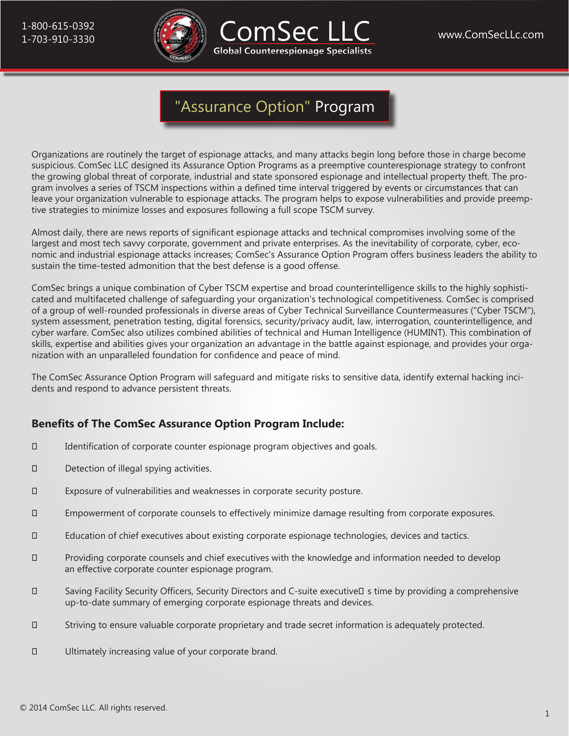1-800-615-0392
1-703-910-3330

# ComSec LLC

**Global Counterespionage Specialists**

www.ComSecLLc.com

## "Assurance Option" Program

Organizations are routinely the target of espionage attacks, and many attacks begin long before those in charge become suspicious. ComSec LLC designed its Assurance Option Programs as a preemptive counterespionage strategy to confront the growing global threat of corporate, industrial and state sponsored espionage and intellectual property theft. The program involves a series of TSCM inspections within a defined time interval triggered by events or circumstances that can leave your organization vulnerable to espionage attacks. The program helps to expose vulnerabilities and provide preemptive strategies to minimize losses and exposures following a full scope TSCM survey.

Almost daily, there are news reports of significant espionage attacks and technical compromises involving some of the largest and most tech savvy corporate, government and private enterprises. As the inevitability of corporate, cyber, economic and industrial espionage attacks increases; ComSec's Assurance Option Program offers business leaders the ability to sustain the time-tested admonition that the best defense is a good offense.

ComSec brings a unique combination of Cyber TSCM expertise and broad counterintelligence skills to the highly sophisticated and multifaceted challenge of safeguarding your organization's technological competitiveness. ComSec is comprised of a group of well-rounded professionals in diverse areas of Cyber Technical Surveillance Countermeasures ("Cyber TSCM"), system assessment, penetration testing, digital forensics, security/privacy audit, law, interrogation, counterintelligence, and cyber warfare. ComSec also utilizes combined abilities of technical and Human Intelligence (HUMINT). This combination of skills, expertise and abilities gives your organization an advantage in the battle against espionage, and provides your organization with an unparalleled foundation for confidence and peace of mind.

The ComSec Assurance Option Program will safeguard and mitigate risks to sensitive data, identify external hacking incidents and respond to advance persistent threats.

### Benefits of The ComSec Assurance Option Program Include:

- Identification of corporate counter espionage program objectives and goals.
- Detection of illegal spying activities.
- Exposure of vulnerabilities and weaknesses in corporate security posture.
- Empowerment of corporate counsels to effectively minimize damage resulting from corporate exposures.
- Education of chief executives about existing corporate espionage technologies, devices and tactics.
- Providing corporate counsels and chief executives with the knowledge and information needed to develop an effective corporate counter espionage program.
- Saving Facility Security Officers, Security Directors and C-suite executive s time by providing a comprehensive up-to-date summary of emerging corporate espionage threats and devices.
- Striving to ensure valuable corporate proprietary and trade secret information is adequately protected.
- Ultimately increasing value of your corporate brand.

© 2014 ComSec LLC. All rights reserved.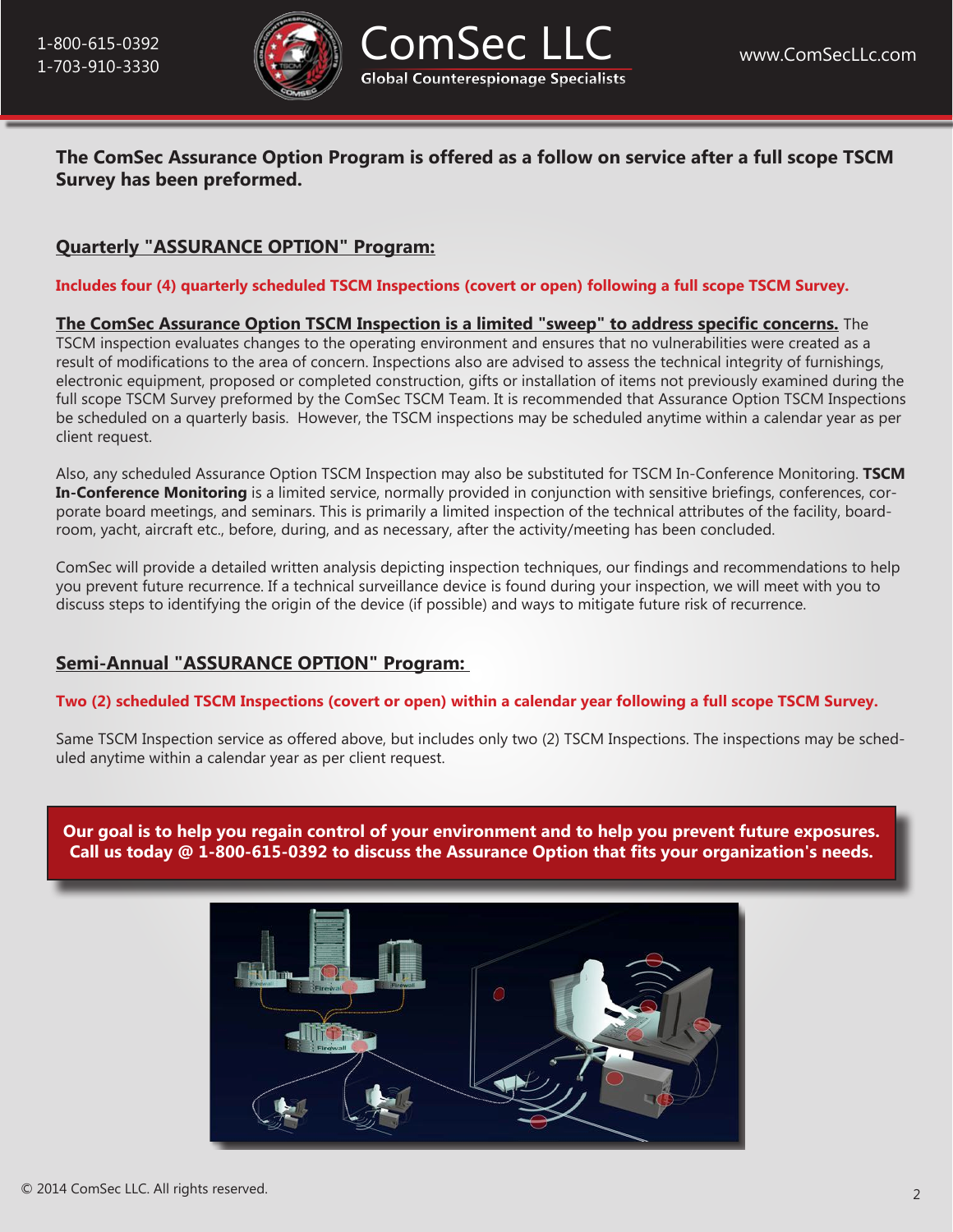The ComSec Assurance Option Program is offered as a follow on service after a full scope TSCM Survey has been preformed.

## Quarterly "ASSURANCE OPTION" Program:

**Includes four (4) quarterly scheduled TSCM Inspections (covert or open) following a full scope TSCM Survey.**

**The ComSec Assurance Option TSCM Inspection is a limited "sweep" to address specific concerns.** The TSCM inspection evaluates changes to the operating environment and ensures that no vulnerabilities were created as a result of modifications to the area of concern. Inspections also are advised to assess the technical integrity of furnishings, electronic equipment, proposed or completed construction, gifts or installation of items not previously examined during the full scope TSCM Survey preformed by the ComSec TSCM Team. It is recommended that Assurance Option TSCM Inspections be scheduled on a quarterly basis. However, the TSCM inspections may be scheduled anytime within a calendar year as per client request.

Also, any scheduled Assurance Option TSCM Inspection may also be substituted for TSCM In-Conference Monitoring. **TSCM In-Conference Monitoring** is a limited service, normally provided in conjunction with sensitive briefings, conferences, corporate board meetings, and seminars. This is primarily a limited inspection of the technical attributes of the facility, boardroom, yacht, aircraft etc., before, during, and as necessary, after the activity/meeting has been concluded.

ComSec will provide a detailed written analysis depicting inspection techniques, our findings and recommendations to help you prevent future recurrence. If a technical surveillance device is found during your inspection, we will meet with you to discuss steps to identifying the origin of the device (if possible) and ways to mitigate future risk of recurrence.

## Semi-Annual "ASSURANCE OPTION" Program:

**Two (2) scheduled TSCM Inspections (covert or open) within a calendar year following a full scope TSCM Survey.**

Same TSCM Inspection service as offered above, but includes only two (2) TSCM Inspections. The inspections may be scheduled anytime within a calendar year as per client request.

**Our goal is to help you regain control of your environment and to help you prevent future exposures. Call us today @ 1-800-615-0392 to discuss the Assurance Option that fits your organization's needs.**

© 2014 ComSec LLC. All rights reserved.